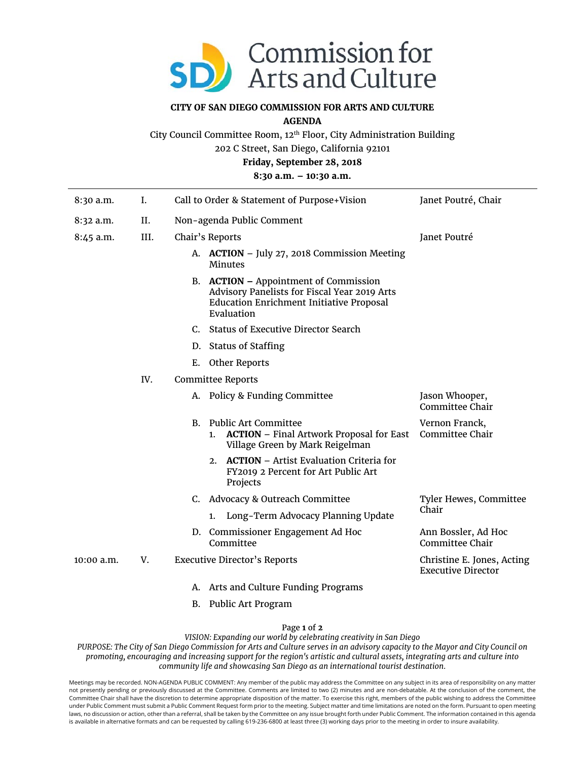# Commission for Arts and Culture

**CITY OF SAN DIEGO COMMISSION FOR ARTS AND CULTURE**

**AGENDA**

City Council Committee Room, 12th Floor, City Administration Building

202 C Street, San Diego, California 92101

**Friday, September 28, 2018**

**8:30 a.m. – 10:30 a.m.**

| Time | No. | Item | Presenter |
|---|---|---|---|
| 8:30 a.m. | I. | Call to Order & Statement of Purpose+Vision | Janet Poutré, Chair |
| 8:32 a.m. | II. | Non-agenda Public Comment | |
| 8:45 a.m. | III. | Chair's Reports | Janet Poutré |
| | | A. **ACTION** – July 27, 2018 Commission Meeting Minutes | |
| | | B. **ACTION –** Appointment of Commission Advisory Panelists for Fiscal Year 2019 Arts Education Enrichment Initiative Proposal Evaluation | |
| | | C. Status of Executive Director Search | |
| | | D. Status of Staffing | |
| | | E. Other Reports | |
| | IV. | Committee Reports | |
| | | A. Policy & Funding Committee | Jason Whooper, Committee Chair |
| | | B. Public Art Committee<br>1. **ACTION** – Final Artwork Proposal for East Village Green by Mark Reigelman | Vernon Franck, Committee Chair |
| | | 2. **ACTION** – Artist Evaluation Criteria for FY2019 2 Percent for Art Public Art Projects | |
| | | C. Advocacy & Outreach Committee<br>1. Long-Term Advocacy Planning Update | Tyler Hewes, Committee Chair |
| | | D. Commissioner Engagement Ad Hoc Committee | Ann Bossler, Ad Hoc Committee Chair |
| 10:00 a.m. | V. | Executive Director's Reports | Christine E. Jones, Acting Executive Director |
| | | A. Arts and Culture Funding Programs | |
| | | B. Public Art Program | |

*VISION: Expanding our world by celebrating creativity in San Diego*

*PURPOSE: The City of San Diego Commission for Arts and Culture serves in an advisory capacity to the Mayor and City Council on promoting, encouraging and increasing support for the region's artistic and cultural assets, integrating arts and culture into community life and showcasing San Diego as an international tourist destination.*

Meetings may be recorded. NON-AGENDA PUBLIC COMMENT: Any member of the public may address the Committee on any subject in its area of responsibility on any matter not presently pending or previously discussed at the Committee. Comments are limited to two (2) minutes and are non-debatable. At the conclusion of the comment, the Committee Chair shall have the discretion to determine appropriate disposition of the matter. To exercise this right, members of the public wishing to address the Committee under Public Comment must submit a Public Comment Request form prior to the meeting. Subject matter and time limitations are noted on the form. Pursuant to open meeting laws, no discussion or action, other than a referral, shall be taken by the Committee on any issue brought forth under Public Comment. The information contained in this agenda is available in alternative formats and can be requested by calling 619-236-6800 at least three (3) working days prior to the meeting in order to insure availability.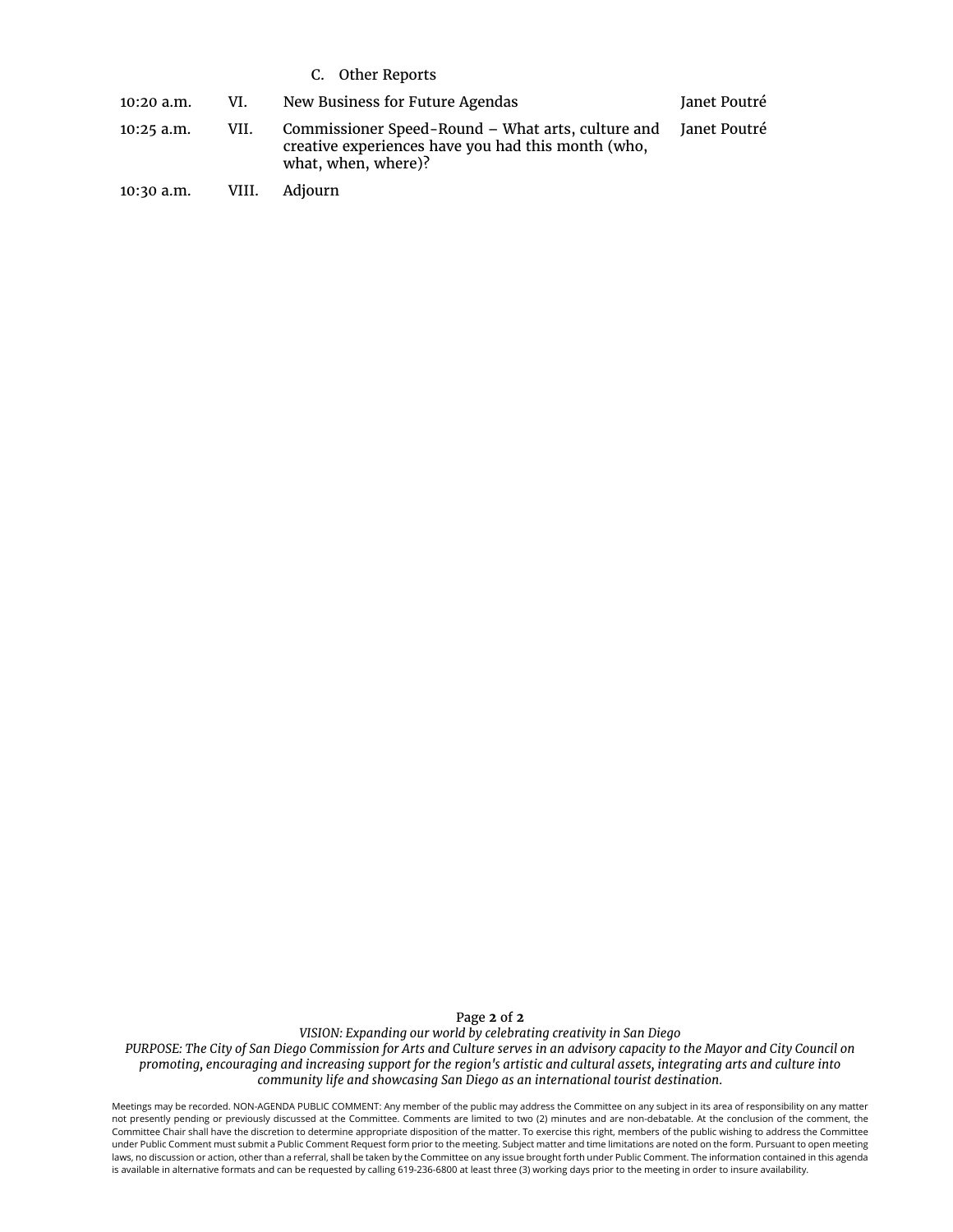C. Other Reports

| | | | |
|---|---|---|---|
| 10:20 a.m. | VI. | New Business for Future Agendas | Janet Poutré |
| 10:25 a.m. | VII. | Commissioner Speed-Round – What arts, culture and creative experiences have you had this month (who, what, when, where)? | Janet Poutré |
| 10:30 a.m. | VIII. | Adjourn | |

*VISION: Expanding our world by celebrating creativity in San Diego*

*PURPOSE: The City of San Diego Commission for Arts and Culture serves in an advisory capacity to the Mayor and City Council on promoting, encouraging and increasing support for the region's artistic and cultural assets, integrating arts and culture into community life and showcasing San Diego as an international tourist destination.*

Meetings may be recorded. NON-AGENDA PUBLIC COMMENT: Any member of the public may address the Committee on any subject in its area of responsibility on any matter not presently pending or previously discussed at the Committee. Comments are limited to two (2) minutes and are non-debatable. At the conclusion of the comment, the Committee Chair shall have the discretion to determine appropriate disposition of the matter. To exercise this right, members of the public wishing to address the Committee under Public Comment must submit a Public Comment Request form prior to the meeting. Subject matter and time limitations are noted on the form. Pursuant to open meeting laws, no discussion or action, other than a referral, shall be taken by the Committee on any issue brought forth under Public Comment. The information contained in this agenda is available in alternative formats and can be requested by calling 619-236-6800 at least three (3) working days prior to the meeting in order to insure availability.